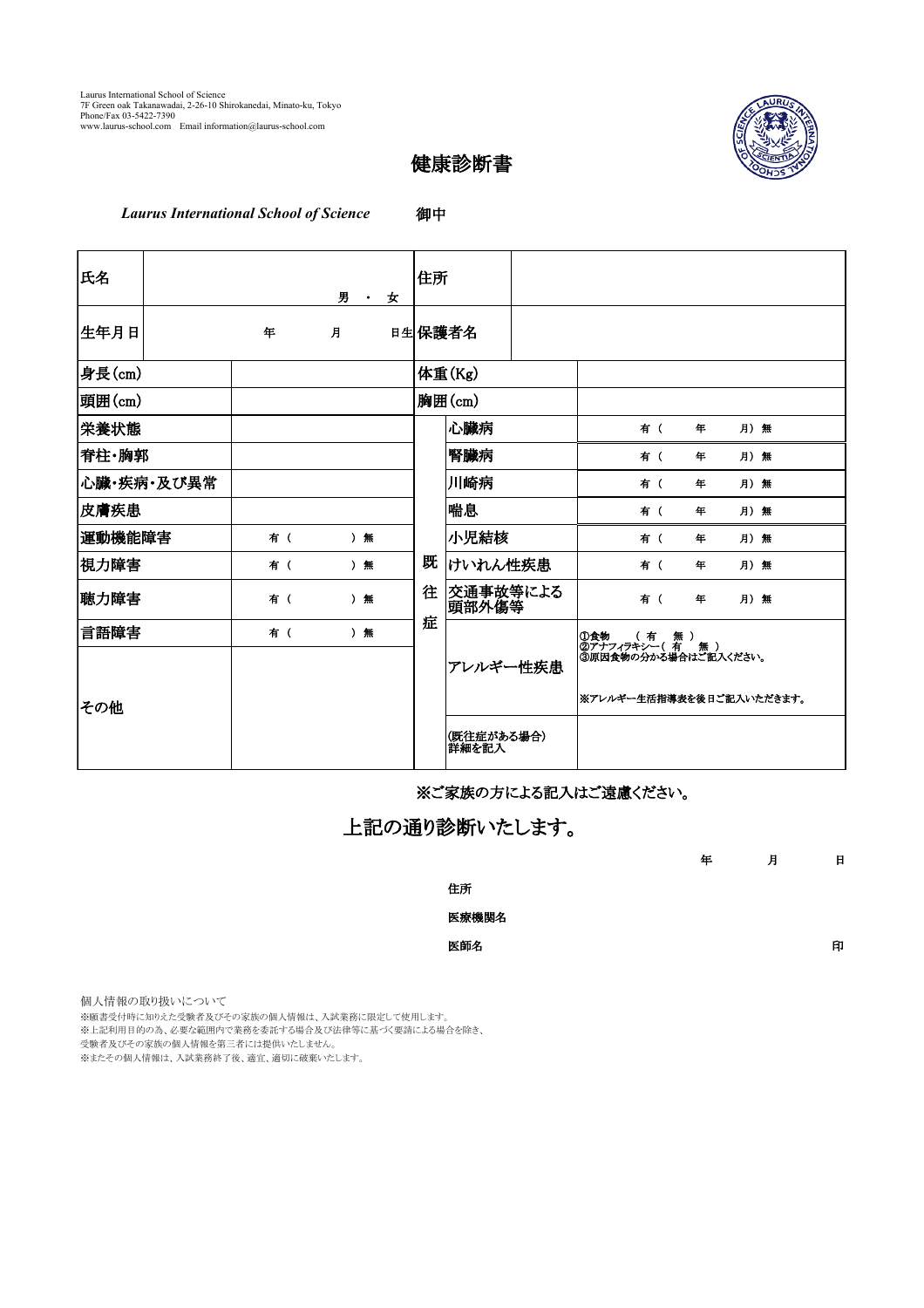Laurus International School of Science
7F Green oak Takanawadai, 2-26-10 Shirokanedai, Minato-ku, Tokyo
Phone/Fax 03-5422-7390
www.laurus-school.com　Email information@laurus-school.com

# 健康診断書

***Laurus International School of Science***　　**御中**

| 氏名 | 男 ・ 女 | | 住所 | | |
|---|---|---|---|---|---|
| 生年月日 | 年　　月　　日生 | | 保護者名 | | |
| 身長(cm) | | | 体重(Kg) | | |
| 頭囲(cm) | | | 胸囲(cm) | | |
| 栄養状態 | | 既往症 | 心臓病 | 有（　年　月）無 | |
| 脊柱・胸郭 | | | 腎臓病 | 有（　年　月）無 | |
| 心臓・疾病・及び異常 | | | 川崎病 | 有（　年　月）無 | |
| 皮膚疾患 | | | 喘息 | 有（　年　月）無 | |
| 運動機能障害 | 有（　）無 | | 小児結核 | 有（　年　月）無 | |
| 視力障害 | 有（　）無 | | けいれん性疾患 | 有（　年　月）無 | |
| 聴力障害 | 有（　）無 | | 交通事故等による頭部外傷等 | 有（　年　月）無 | |
| 言語障害 | 有（　）無 | | アレルギー性疾患 | ①食物　（有　無）<br>②アナフィラキシー（有　無）<br>③原因食物の分かる場合はご記入ください。<br>※アレルギー生活指導表を後日ご記入いただきます。 | |
| その他 | | | (既往症がある場合)詳細を記入 | | |

**※ご家族の方による記入はご遠慮ください。**

## 上記の通り診断いたします。

年　　月　　日

住所

医療機関名

医師名　　　　　　　　　　　　　　　印

個人情報の取り扱いについて

※願書受付時に知りえた受験者及びその家族の個人情報は、入試業務に限定して使用します。
※上記利用目的の為、必要な範囲内で業務を委託する場合及び法律等に基づく要請による場合を除き、
受験者及びその家族の個人情報を第三者には提供いたしません。
※またその個人情報は、入試業務終了後、適宜、適切に破棄いたします。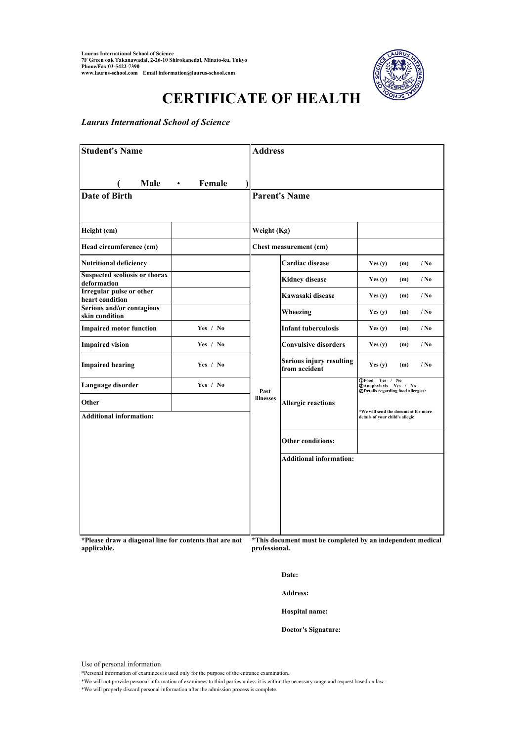Laurus International School of Science
7F Green oak Takanawadai, 2-26-10 Shirokanedai, Minato-ku, Tokyo
Phone/Fax 03-5422-7390
www.laurus-school.com Email information@laurus-school.com

# CERTIFICATE OF HEALTH

*Laurus International School of Science*

| | | | | |
|---|---|---|---|---|
| **Student's Name**<br><br>( **Male** • **Female** ) | | **Address** | | |
| **Date of Birth** | | **Parent's Name** | | |
| **Height (cm)** | | **Weight (Kg)** | | |
| **Head circumference (cm)** | | **Chest measurement (cm)** | | |
| **Nutritional deficiency** | | **Past illnesses** | **Cardiac disease** | **Yes (y) (m) / No** |
| **Suspected scoliosis or thorax deformation** | | | **Kidney disease** | **Yes (y) (m) / No** |
| **Irregular pulse or other heart condition** | | | **Kawasaki disease** | **Yes (y) (m) / No** |
| **Serious and/or contagious skin condition** | | | **Wheezing** | **Yes (y) (m) / No** |
| **Impaired motor function** | **Yes / No** | | **Infant tuberculosis** | **Yes (y) (m) / No** |
| **Impaired vision** | **Yes / No** | | **Convulsive disorders** | **Yes (y) (m) / No** |
| **Impaired hearing** | **Yes / No** | | **Serious injury resulting from accident** | **Yes (y) (m) / No** |
| **Language disorder** | **Yes / No** | | **Allergic reactions** | **①Food Yes / No**<br>**②Anaphylaxis Yes / No**<br>**③Details regarding food allergies:**<br><br>*We will send the document for more details of your child's allegic |
| **Other** | | | | |
| **Additional information:** | | | **Other conditions:** | |
| | | | **Additional information:** | |

**\*Please draw a diagonal line for contents that are not applicable.**

**\*This document must be completed by an independent medical professional.**

**Date:**

**Address:**

**Hospital name:**

**Doctor's Signature:**

Use of personal information

*Personal information of examinees is used only for the purpose of the entrance examination.

*We will not provide personal information of examinees to third parties unless it is within the necessary range and request based on law.

*We will properly discard personal information after the admission process is complete.